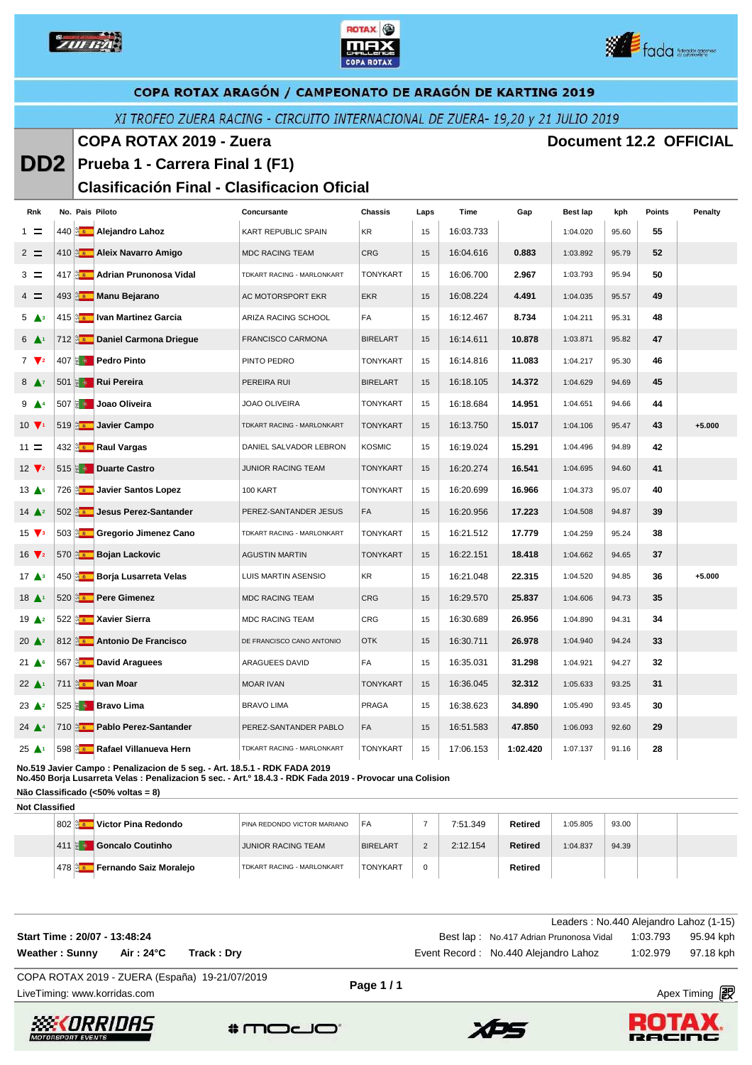## COPA ROTAX ARAGÓN / CAMPEONATO DE ARAGÓN DE KARTING 2019

*XI TROFEO ZUERA RACING - CIRCUITO INTERNACIONAL DE ZUERA- 19,20 y 21 JULIO 2019*

# DD2

## COPA ROTAX 2019 - Zuera

**Document 12.2 OFFICIAL**

## Prueba 1 - Carrera Final 1 (F1)

## Clasificación Final - Clasificacion Oficial

| Rnk | | No. | Pais | Piloto | Concursante | Chassis | Laps | Time | Gap | Best lap | kph | Points | Penalty |
|---|---|---|---|---|---|---|---|---|---|---|---|---|---|
| 1 | = | 440 | ESP | **Alejandro Lahoz** | KART REPUBLIC SPAIN | KR | 15 | 16:03.733 | | 1:04.020 | 95.60 | **55** | |
| 2 | = | 410 | ESP | **Aleix Navarro Amigo** | MDC RACING TEAM | CRG | 15 | 16:04.616 | **0.883** | 1:03.892 | 95.79 | **52** | |
| 3 | = | 417 | ESP | **Adrian Prunonosa Vidal** | TDKART RACING - MARLONKART | TONYKART | 15 | 16:06.700 | **2.967** | 1:03.793 | 95.94 | **50** | |
| 4 | = | 493 | ESP | **Manu Bejarano** | AC MOTORSPORT EKR | EKR | 15 | 16:08.224 | **4.491** | 1:04.035 | 95.57 | **49** | |
| 5 | ▲3 | 415 | ESP | **Ivan Martinez Garcia** | ARIZA RACING SCHOOL | FA | 15 | 16:12.467 | **8.734** | 1:04.211 | 95.31 | **48** | |
| 6 | ▲1 | 712 | ESP | **Daniel Carmona Driegue** | FRANCISCO CARMONA | BIRELART | 15 | 16:14.611 | **10.878** | 1:03.871 | 95.82 | **47** | |
| 7 | ▼2 | 407 | POR | **Pedro Pinto** | PINTO PEDRO | TONYKART | 15 | 16:14.816 | **11.083** | 1:04.217 | 95.30 | **46** | |
| 8 | ▲7 | 501 | POR | **Rui Pereira** | PEREIRA RUI | BIRELART | 15 | 16:18.105 | **14.372** | 1:04.629 | 94.69 | **45** | |
| 9 | ▲4 | 507 | POR | **Joao Oliveira** | JOAO OLIVEIRA | TONYKART | 15 | 16:18.684 | **14.951** | 1:04.651 | 94.66 | **44** | |
| 10 | ▼1 | 519 | ESP | **Javier Campo** | TDKART RACING - MARLONKART | TONYKART | 15 | 16:13.750 | **15.017** | 1:04.106 | 95.47 | **43** | **+5.000** |
| 11 | = | 432 | ESP | **Raul Vargas** | DANIEL SALVADOR LEBRON | KOSMIC | 15 | 16:19.024 | **15.291** | 1:04.496 | 94.89 | **42** | |
| 12 | ▼2 | 515 | POR | **Duarte Castro** | JUNIOR RACING TEAM | TONYKART | 15 | 16:20.274 | **16.541** | 1:04.695 | 94.60 | **41** | |
| 13 | ▲5 | 726 | ESP | **Javier Santos Lopez** | 100 KART | TONYKART | 15 | 16:20.699 | **16.966** | 1:04.373 | 95.07 | **40** | |
| 14 | ▲2 | 502 | ESP | **Jesus Perez-Santander** | PEREZ-SANTANDER JESUS | FA | 15 | 16:20.956 | **17.223** | 1:04.508 | 94.87 | **39** | |
| 15 | ▼3 | 503 | ESP | **Gregorio Jimenez Cano** | TDKART RACING - MARLONKART | TONYKART | 15 | 16:21.512 | **17.779** | 1:04.259 | 95.24 | **38** | |
| 16 | ▼2 | 570 | ESP | **Bojan Lackovic** | AGUSTIN MARTIN | TONYKART | 15 | 16:22.151 | **18.418** | 1:04.662 | 94.65 | **37** | |
| 17 | ▲3 | 450 | ESP | **Borja Lusarreta Velas** | LUIS MARTIN ASENSIO | KR | 15 | 16:21.048 | **22.315** | 1:04.520 | 94.85 | **36** | **+5.000** |
| 18 | ▲1 | 520 | ESP | **Pere Gimenez** | MDC RACING TEAM | CRG | 15 | 16:29.570 | **25.837** | 1:04.606 | 94.73 | **35** | |
| 19 | ▲2 | 522 | ESP | **Xavier Sierra** | MDC RACING TEAM | CRG | 15 | 16:30.689 | **26.956** | 1:04.890 | 94.31 | **34** | |
| 20 | ▲2 | 812 | ESP | **Antonio De Francisco** | DE FRANCISCO CANO ANTONIO | OTK | 15 | 16:30.711 | **26.978** | 1:04.940 | 94.24 | **33** | |
| 21 | ▲6 | 567 | ESP | **David Araguees** | ARAGUEES DAVID | FA | 15 | 16:35.031 | **31.298** | 1:04.921 | 94.27 | **32** | |
| 22 | ▲1 | 711 | ESP | **Ivan Moar** | MOAR IVAN | TONYKART | 15 | 16:36.045 | **32.312** | 1:05.633 | 93.25 | **31** | |
| 23 | ▲2 | 525 | POR | **Bravo Lima** | BRAVO LIMA | PRAGA | 15 | 16:38.623 | **34.890** | 1:05.490 | 93.45 | **30** | |
| 24 | ▲4 | 710 | ESP | **Pablo Perez-Santander** | PEREZ-SANTANDER PABLO | FA | 15 | 16:51.583 | **47.850** | 1:06.093 | 92.60 | **29** | |
| 25 | ▲1 | 598 | ESP | **Rafael Villanueva Hern** | TDKART RACING - MARLONKART | TONYKART | 15 | 17:06.153 | **1:02.420** | 1:07.137 | 91.16 | **28** | |

**No.519 Javier Campo : Penalizacion de 5 seg. - Art. 18.5.1 - RDK FADA 2019**
**No.450 Borja Lusarreta Velas : Penalizacion 5 sec. - Art.º 18.4.3 - RDK Fada 2019 - Provocar una Colision**
**Não Classificado (<50% voltas = 8)**

**Not Classified**

| Rnk | | No. | Pais | Piloto | Concursante | Chassis | Laps | Time | Gap | Best lap | kph | Points | Penalty |
|---|---|---|---|---|---|---|---|---|---|---|---|---|---|
| | | 802 | ESP | **Victor Pina Redondo** | PINA REDONDO VICTOR MARIANO | FA | 7 | 7:51.349 | **Retired** | 1:05.805 | 93.00 | | |
| | | 411 | POR | **Goncalo Coutinho** | JUNIOR RACING TEAM | BIRELART | 2 | 2:12.154 | **Retired** | 1:04.837 | 94.39 | | |
| | | 478 | ESP | **Fernando Saiz Moralejo** | TDKART RACING - MARLONKART | TONYKART | 0 | | **Retired** | | | | |

Leaders : No.440 Alejandro Lahoz (1-15)

**Start Time : 20/07 - 13:48:24**
**Weather : Sunny** **Air : 24°C** **Track : Dry**

Best lap : No.417 Adrian Prunonosa Vidal 1:03.793 95.94 kph
Event Record : No.440 Alejandro Lahoz 1:02.979 97.18 kph

COPA ROTAX 2019 - ZUERA (España) 19-21/07/2019
LiveTiming: www.korridas.com
Apex Timing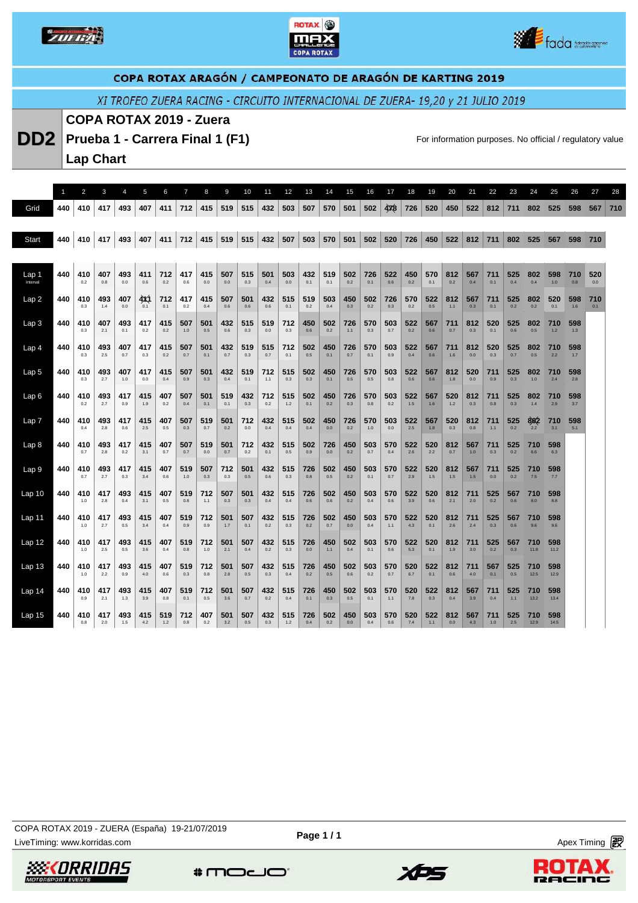## COPA ROTAX ARAGÓN / CAMPEONATO DE ARAGÓN DE KARTING 2019

*XI TROFEO ZUERA RACING - CIRCUITO INTERNACIONAL DE ZUERA- 19,20 y 21 JULIO 2019*

# DD2

## COPA ROTAX 2019 - Zuera
## Prueba 1 - Carrera Final 1 (F1)
## Lap Chart

For information purposes. No official / regulatory value

| | 1 | 2 | 3 | 4 | 5 | 6 | 7 | 8 | 9 | 10 | 11 | 12 | 13 | 14 | 15 | 16 | 17 | 18 | 19 | 20 | 21 | 22 | 23 | 24 | 25 | 26 | 27 | 28 |
|---|---|---|---|---|---|---|---|---|---|---|---|---|---|---|---|---|---|---|---|---|---|---|---|---|---|---|---|---|
| Grid | 440 | 410 | 417 | 493 | 407 | 411 | 712 | 415 | 519 | 515 | 432 | 503 | 507 | 570 | 501 | 502 | 478 | 726 | 520 | 450 | 522 | 812 | 711 | 802 | 525 | 598 | 567 | 710 |
| Start | 440 | 410 | 417 | 493 | 407 | 411 | 712 | 415 | 519 | 515 | 432 | 507 | 503 | 570 | 501 | 502 | 520 | 726 | 450 | 522 | 812 | 711 | 802 | 525 | 567 | 598 | 710 | |
| Lap 1 Interval | 440 | 410 0.2 | 407 0.8 | 493 0.0 | 411 0.6 | 712 0.2 | 417 0.6 | 415 0.0 | 507 0.0 | 515 0.3 | 501 0.4 | 503 0.0 | 432 0.1 | 519 0.1 | 502 0.2 | 726 0.1 | 522 0.6 | 450 0.2 | 570 0.1 | 812 0.2 | 567 0.4 | 711 0.1 | 525 0.4 | 802 0.4 | 598 1.0 | 710 0.8 | 520 0.0 | |
| Lap 2 | 440 | 410 0.3 | 493 1.4 | 407 0.0 | 411 0.1 | 712 0.1 | 417 0.2 | 415 0.4 | 507 0.6 | 501 0.6 | 432 0.6 | 515 0.1 | 519 0.2 | 503 0.4 | 450 0.3 | 502 0.2 | 726 0.3 | 570 0.2 | 522 0.5 | 812 1.1 | 567 0.3 | 711 0.1 | 525 0.2 | 802 0.2 | 520 0.1 | 598 1.6 | 710 0.1 | |
| Lap 3 | 440 | 410 0.3 | 407 2.1 | 493 0.1 | 417 0.2 | 415 0.2 | 507 1.0 | 501 0.5 | 432 0.6 | 515 0.3 | 519 0.0 | 712 0.3 | 450 0.6 | 502 0.2 | 726 1.1 | 570 0.3 | 503 0.7 | 522 0.2 | 567 0.6 | 711 0.7 | 812 0.3 | 520 0.1 | 525 0.6 | 802 0.5 | 710 1.2 | 598 1.3 | | |
| Lap 4 | 440 | 410 0.3 | 493 2.5 | 407 0.7 | 417 0.3 | 415 0.2 | 507 0.7 | 501 0.1 | 432 0.7 | 519 0.3 | 515 0.7 | 712 0.1 | 502 0.5 | 450 0.1 | 726 0.7 | 570 0.1 | 503 0.9 | 522 0.4 | 567 0.6 | 711 1.6 | 812 0.0 | 520 0.3 | 525 0.7 | 802 0.5 | 710 2.2 | 598 1.7 | | |
| Lap 5 | 440 | 410 0.3 | 493 2.7 | 407 1.0 | 417 0.0 | 415 0.4 | 507 0.9 | 501 0.3 | 432 0.4 | 519 0.1 | 712 1.1 | 515 0.3 | 502 0.3 | 450 0.1 | 726 0.5 | 570 0.5 | 503 0.8 | 522 0.6 | 567 0.6 | 812 1.8 | 520 0.0 | 711 0.9 | 525 0.3 | 802 1.0 | 710 2.4 | 598 2.8 | | |
| Lap 6 | 440 | 410 0.2 | 493 2.7 | 417 0.9 | 415 1.9 | 407 0.4 | 507 0.4 | 501 0.1 | 519 0.1 | 432 0.3 | 712 0.2 | 515 1.2 | 502 0.1 | 450 0.2 | 726 0.3 | 570 0.8 | 503 0.2 | 522 1.5 | 567 1.6 | 520 1.2 | 812 0.3 | 711 0.8 | 525 0.3 | 802 1.4 | 710 2.9 | 598 3.7 | | |
| Lap 7 | 440 | 410 0.4 | 493 2.8 | 417 0.6 | 415 2.5 | 407 0.5 | 507 0.3 | 519 0.7 | 501 0.2 | 712 0.0 | 432 0.4 | 515 0.4 | 502 0.4 | 450 0.0 | 726 0.2 | 570 1.0 | 503 0.0 | 522 2.5 | 567 1.8 | 520 0.3 | 812 0.8 | 711 1.1 | 525 0.2 | 802 2.2 | 710 3.1 | 598 5.1 | | |
| Lap 8 | 440 | 410 0.7 | 493 2.8 | 417 0.2 | 415 3.1 | 407 0.7 | 507 0.7 | 519 0.0 | 501 0.7 | 712 0.2 | 432 0.1 | 515 0.5 | 502 0.9 | 726 0.0 | 450 0.2 | 503 0.7 | 570 0.4 | 522 2.6 | 520 2.2 | 812 0.7 | 567 1.0 | 711 0.3 | 525 0.2 | 710 6.6 | 598 6.3 | | | |
| Lap 9 | 440 | 410 0.7 | 493 2.7 | 417 0.3 | 415 3.4 | 407 0.6 | 519 1.0 | 507 0.3 | 712 0.3 | 501 0.5 | 432 0.6 | 515 0.3 | 726 0.8 | 502 0.5 | 450 0.2 | 503 0.1 | 570 0.7 | 522 2.9 | 520 1.5 | 812 1.5 | 567 1.5 | 711 0.0 | 525 0.2 | 710 7.5 | 598 7.7 | | | |
| Lap 10 | 440 | 410 1.0 | 417 2.8 | 493 0.4 | 415 3.1 | 407 0.5 | 519 0.8 | 712 1.1 | 507 0.3 | 501 0.3 | 432 0.4 | 515 0.4 | 726 0.6 | 502 0.6 | 450 0.2 | 503 0.4 | 570 0.6 | 522 3.9 | 520 0.6 | 812 2.1 | 711 2.0 | 525 0.2 | 567 0.6 | 710 8.0 | 598 8.8 | | | |
| Lap 11 | 440 | 410 1.0 | 417 2.7 | 493 0.5 | 415 3.4 | 407 0.4 | 519 0.9 | 712 0.9 | 501 1.7 | 507 0.1 | 432 0.2 | 515 0.3 | 726 0.2 | 502 0.7 | 450 0.0 | 503 0.4 | 570 1.1 | 522 4.3 | 520 0.1 | 812 2.6 | 711 2.4 | 525 0.3 | 567 0.6 | 710 9.6 | 598 9.6 | | | |
| Lap 12 | 440 | 410 1.0 | 417 2.5 | 493 0.5 | 415 3.6 | 407 0.4 | 519 0.8 | 712 1.0 | 501 2.1 | 507 0.4 | 432 0.2 | 515 0.3 | 726 0.0 | 450 1.1 | 502 0.2 | 503 0.1 | 570 0.6 | 522 5.3 | 520 0.1 | 812 1.9 | 711 3.0 | 525 0.2 | 567 0.3 | 710 11.8 | 598 11.2 | | | |
| Lap 13 | 440 | 410 1.0 | 417 2.2 | 493 0.9 | 415 4.0 | 407 0.6 | 519 0.3 | 712 0.8 | 501 2.8 | 507 0.5 | 432 0.3 | 515 0.4 | 726 0.2 | 450 0.5 | 502 0.6 | 503 0.2 | 570 0.7 | 520 6.7 | 522 0.1 | 812 0.6 | 711 4.0 | 567 0.1 | 525 0.5 | 710 12.5 | 598 12.9 | | | |
| Lap 14 | 440 | 410 0.9 | 417 2.1 | 493 1.3 | 415 3.9 | 407 0.8 | 519 0.1 | 712 0.5 | 501 3.6 | 507 0.7 | 432 0.2 | 515 0.4 | 726 0.1 | 450 0.3 | 502 0.5 | 503 0.1 | 570 1.1 | 520 7.8 | 522 0.3 | 812 0.4 | 567 3.9 | 711 0.4 | 525 1.1 | 710 13.2 | 598 13.4 | | | |
| Lap 15 | 440 | 410 0.8 | 417 2.0 | 493 1.5 | 415 4.2 | 519 1.2 | 712 0.8 | 407 0.2 | 501 3.2 | 507 0.5 | 432 0.3 | 515 1.2 | 726 0.4 | 502 0.2 | 450 0.0 | 503 0.4 | 570 0.6 | 520 7.4 | 522 1.1 | 812 0.0 | 567 4.3 | 711 1.0 | 525 2.5 | 710 12.9 | 598 14.5 | | | |

COPA ROTAX 2019 - ZUERA (España) 19-21/07/2019

LiveTiming: www.korridas.com

Apex Timing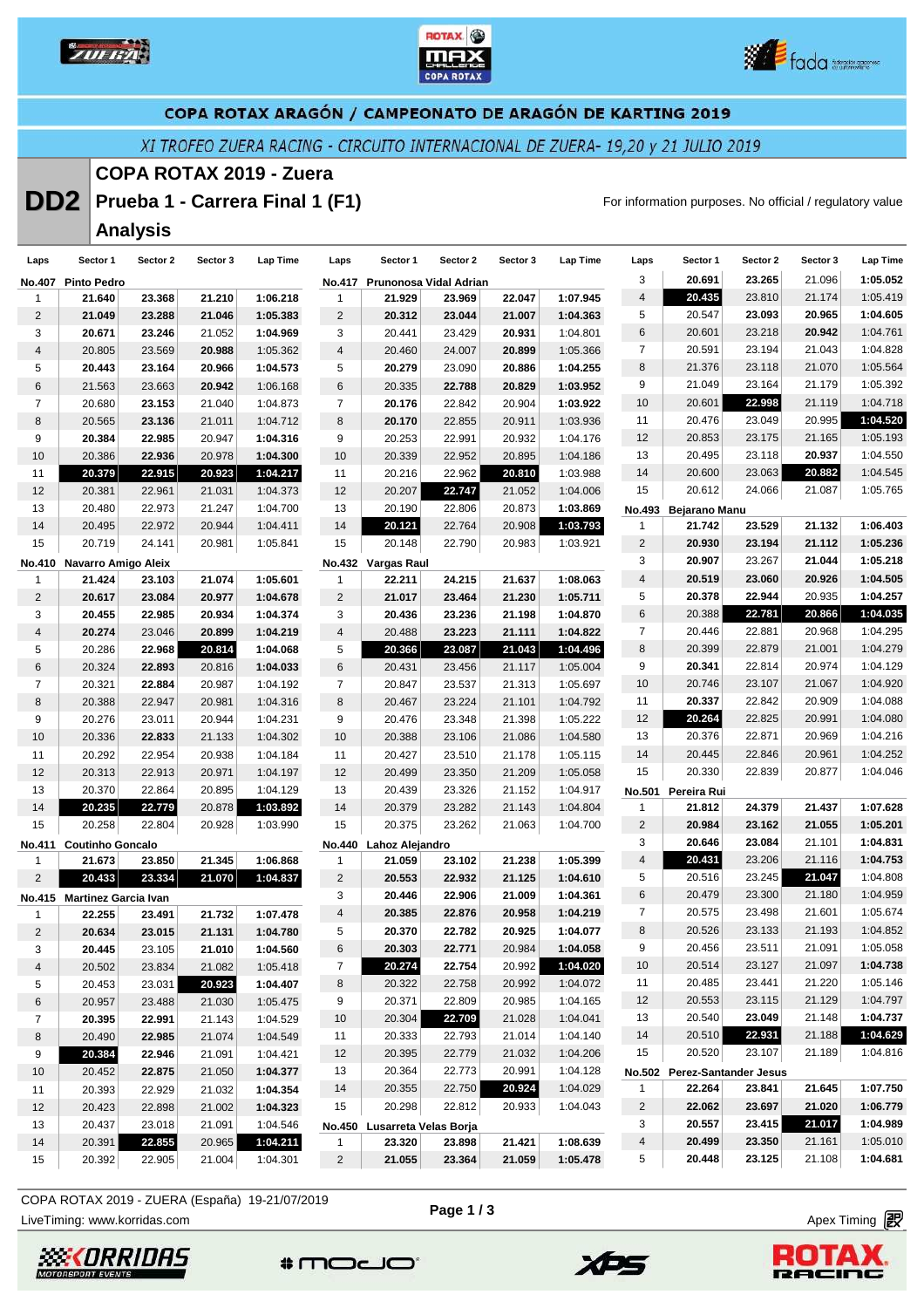COPA ROTAX ARAGÓN / CAMPEONATO DE ARAGÓN DE KARTING 2019

XI TROFEO ZUERA RACING - CIRCUITO INTERNACIONAL DE ZUERA- 19,20 y 21 JULIO 2019

# DD2 COPA ROTAX 2019 - Zuera

## Prueba 1 - Carrera Final 1 (F1)

## Analysis

For information purposes. No official / regulatory value

**No.407 Pinto Pedro**

| Laps | Sector 1 | Sector 2 | Sector 3 | Lap Time |
|---|---|---|---|---|
| 1 | 21.640 | 23.368 | 21.210 | 1:06.218 |
| 2 | 21.049 | 23.288 | 21.046 | 1:05.383 |
| 3 | 20.671 | 23.246 | 21.052 | 1:04.969 |
| 4 | 20.805 | 23.569 | 20.988 | 1:05.362 |
| 5 | 20.443 | 23.164 | 20.966 | 1:04.573 |
| 6 | 21.563 | 23.663 | 20.942 | 1:06.168 |
| 7 | 20.680 | 23.153 | 21.040 | 1:04.873 |
| 8 | 20.565 | 23.136 | 21.011 | 1:04.712 |
| 9 | 20.384 | 22.985 | 20.947 | 1:04.316 |
| 10 | 20.386 | 22.936 | 20.978 | 1:04.300 |
| 11 | 20.379 | 22.915 | 20.923 | 1:04.217 |
| 12 | 20.381 | 22.961 | 21.031 | 1:04.373 |
| 13 | 20.480 | 22.973 | 21.247 | 1:04.700 |
| 14 | 20.495 | 22.972 | 20.944 | 1:04.411 |
| 15 | 20.719 | 24.141 | 20.981 | 1:05.841 |

**No.410 Navarro Amigo Aleix**

| Laps | Sector 1 | Sector 2 | Sector 3 | Lap Time |
|---|---|---|---|---|
| 1 | 21.424 | 23.103 | 21.074 | 1:05.601 |
| 2 | 20.617 | 23.084 | 20.977 | 1:04.678 |
| 3 | 20.455 | 22.985 | 20.934 | 1:04.374 |
| 4 | 20.274 | 23.046 | 20.899 | 1:04.219 |
| 5 | 20.286 | 22.968 | 20.814 | 1:04.068 |
| 6 | 20.324 | 22.893 | 20.816 | 1:04.033 |
| 7 | 20.321 | 22.884 | 20.987 | 1:04.192 |
| 8 | 20.388 | 22.947 | 20.981 | 1:04.316 |
| 9 | 20.276 | 23.011 | 20.944 | 1:04.231 |
| 10 | 20.336 | 22.833 | 21.133 | 1:04.302 |
| 11 | 20.292 | 22.954 | 20.938 | 1:04.184 |
| 12 | 20.313 | 22.913 | 20.971 | 1:04.197 |
| 13 | 20.370 | 22.864 | 20.895 | 1:04.129 |
| 14 | 20.235 | 22.779 | 20.878 | 1:03.892 |
| 15 | 20.258 | 22.804 | 20.928 | 1:03.990 |

**No.411 Coutinho Goncalo**

| Laps | Sector 1 | Sector 2 | Sector 3 | Lap Time |
|---|---|---|---|---|
| 1 | 21.673 | 23.850 | 21.345 | 1:06.868 |
| 2 | 20.433 | 23.334 | 21.070 | 1:04.837 |

**No.415 Martinez Garcia Ivan**

| Laps | Sector 1 | Sector 2 | Sector 3 | Lap Time |
|---|---|---|---|---|
| 1 | 22.255 | 23.491 | 21.732 | 1:07.478 |
| 2 | 20.634 | 23.015 | 21.131 | 1:04.780 |
| 3 | 20.445 | 23.105 | 21.010 | 1:04.560 |
| 4 | 20.502 | 23.834 | 21.082 | 1:05.418 |
| 5 | 20.453 | 23.031 | 20.923 | 1:04.407 |
| 6 | 20.957 | 23.488 | 21.030 | 1:05.475 |
| 7 | 20.395 | 22.991 | 21.143 | 1:04.529 |
| 8 | 20.490 | 22.985 | 21.074 | 1:04.549 |
| 9 | 20.384 | 22.946 | 21.091 | 1:04.421 |
| 10 | 20.452 | 22.875 | 21.050 | 1:04.377 |
| 11 | 20.393 | 22.929 | 21.032 | 1:04.354 |
| 12 | 20.423 | 22.898 | 21.002 | 1:04.323 |
| 13 | 20.437 | 23.018 | 21.091 | 1:04.546 |
| 14 | 20.391 | 22.855 | 20.965 | 1:04.211 |
| 15 | 20.392 | 22.905 | 21.004 | 1:04.301 |

**No.417 Prunonosa Vidal Adrian**

| Laps | Sector 1 | Sector 2 | Sector 3 | Lap Time |
|---|---|---|---|---|
| 1 | 21.929 | 23.969 | 22.047 | 1:07.945 |
| 2 | 20.312 | 23.044 | 21.007 | 1:04.363 |
| 3 | 20.441 | 23.429 | 20.931 | 1:04.801 |
| 4 | 20.460 | 24.007 | 20.899 | 1:05.366 |
| 5 | 20.279 | 23.090 | 20.886 | 1:04.255 |
| 6 | 20.335 | 22.788 | 20.829 | 1:03.952 |
| 7 | 20.176 | 22.842 | 20.904 | 1:03.922 |
| 8 | 20.170 | 22.855 | 20.911 | 1:03.936 |
| 9 | 20.253 | 22.991 | 20.932 | 1:04.176 |
| 10 | 20.339 | 22.952 | 20.895 | 1:04.186 |
| 11 | 20.216 | 22.962 | 20.810 | 1:03.988 |
| 12 | 20.207 | 22.747 | 21.052 | 1:04.006 |
| 13 | 20.190 | 22.806 | 20.873 | 1:03.869 |
| 14 | 20.121 | 22.764 | 20.908 | 1:03.793 |
| 15 | 20.148 | 22.790 | 20.983 | 1:03.921 |

**No.432 Vargas Raul**

| Laps | Sector 1 | Sector 2 | Sector 3 | Lap Time |
|---|---|---|---|---|
| 1 | 22.211 | 24.215 | 21.637 | 1:08.063 |
| 2 | 21.017 | 23.464 | 21.230 | 1:05.711 |
| 3 | 20.436 | 23.236 | 21.198 | 1:04.870 |
| 4 | 20.488 | 23.223 | 21.111 | 1:04.822 |
| 5 | 20.366 | 23.087 | 21.043 | 1:04.496 |
| 6 | 20.431 | 23.456 | 21.117 | 1:05.004 |
| 7 | 20.847 | 23.537 | 21.313 | 1:05.697 |
| 8 | 20.467 | 23.224 | 21.101 | 1:04.792 |
| 9 | 20.476 | 23.348 | 21.398 | 1:05.222 |
| 10 | 20.388 | 23.106 | 21.086 | 1:04.580 |
| 11 | 20.427 | 23.510 | 21.178 | 1:05.115 |
| 12 | 20.499 | 23.350 | 21.209 | 1:05.058 |
| 13 | 20.439 | 23.326 | 21.152 | 1:04.917 |
| 14 | 20.379 | 23.282 | 21.143 | 1:04.804 |
| 15 | 20.375 | 23.262 | 21.063 | 1:04.700 |

**No.440 Lahoz Alejandro**

| Laps | Sector 1 | Sector 2 | Sector 3 | Lap Time |
|---|---|---|---|---|
| 1 | 21.059 | 23.102 | 21.238 | 1:05.399 |
| 2 | 20.553 | 22.932 | 21.125 | 1:04.610 |
| 3 | 20.446 | 22.906 | 21.009 | 1:04.361 |
| 4 | 20.385 | 22.876 | 20.958 | 1:04.219 |
| 5 | 20.370 | 22.782 | 20.925 | 1:04.077 |
| 6 | 20.303 | 22.771 | 20.984 | 1:04.058 |
| 7 | 20.274 | 22.754 | 20.992 | 1:04.020 |
| 8 | 20.322 | 22.758 | 20.992 | 1:04.072 |
| 9 | 20.371 | 22.809 | 20.985 | 1:04.165 |
| 10 | 20.304 | 22.709 | 21.028 | 1:04.041 |
| 11 | 20.333 | 22.793 | 21.014 | 1:04.140 |
| 12 | 20.395 | 22.779 | 21.032 | 1:04.206 |
| 13 | 20.364 | 22.773 | 20.991 | 1:04.128 |
| 14 | 20.355 | 22.750 | 20.924 | 1:04.029 |
| 15 | 20.298 | 22.812 | 20.933 | 1:04.043 |

**No.450 Lusarreta Velas Borja**

| Laps | Sector 1 | Sector 2 | Sector 3 | Lap Time |
|---|---|---|---|---|
| 1 | 23.320 | 23.898 | 21.421 | 1:08.639 |
| 2 | 21.055 | 23.364 | 21.059 | 1:05.478 |
| 3 | 20.691 | 23.265 | 21.096 | 1:05.052 |
| 4 | 20.435 | 23.810 | 21.174 | 1:05.419 |
| 5 | 20.547 | 23.093 | 20.965 | 1:04.605 |
| 6 | 20.601 | 23.218 | 20.942 | 1:04.761 |
| 7 | 20.591 | 23.194 | 21.043 | 1:04.828 |
| 8 | 21.376 | 23.118 | 21.070 | 1:05.564 |
| 9 | 21.049 | 23.164 | 21.179 | 1:05.392 |
| 10 | 20.601 | 22.998 | 21.119 | 1:04.718 |
| 11 | 20.476 | 23.049 | 20.995 | 1:04.520 |
| 12 | 20.853 | 23.175 | 21.165 | 1:05.193 |
| 13 | 20.495 | 23.118 | 20.937 | 1:04.550 |
| 14 | 20.600 | 23.063 | 20.882 | 1:04.545 |
| 15 | 20.612 | 24.066 | 21.087 | 1:05.765 |

**No.493 Bejarano Manu**

| Laps | Sector 1 | Sector 2 | Sector 3 | Lap Time |
|---|---|---|---|---|
| 1 | 21.742 | 23.529 | 21.132 | 1:06.403 |
| 2 | 20.930 | 23.194 | 21.112 | 1:05.236 |
| 3 | 20.907 | 23.267 | 21.044 | 1:05.218 |
| 4 | 20.519 | 23.060 | 20.926 | 1:04.505 |
| 5 | 20.378 | 22.944 | 20.935 | 1:04.257 |
| 6 | 20.388 | 22.781 | 20.866 | 1:04.035 |
| 7 | 20.446 | 22.881 | 20.968 | 1:04.295 |
| 8 | 20.399 | 22.879 | 21.001 | 1:04.279 |
| 9 | 20.341 | 22.814 | 20.974 | 1:04.129 |
| 10 | 20.746 | 23.107 | 21.067 | 1:04.920 |
| 11 | 20.337 | 22.842 | 20.909 | 1:04.088 |
| 12 | 20.264 | 22.825 | 20.991 | 1:04.080 |
| 13 | 20.376 | 22.871 | 20.969 | 1:04.216 |
| 14 | 20.445 | 22.846 | 20.961 | 1:04.252 |
| 15 | 20.330 | 22.839 | 20.877 | 1:04.046 |

**No.501 Pereira Rui**

| Laps | Sector 1 | Sector 2 | Sector 3 | Lap Time |
|---|---|---|---|---|
| 1 | 21.812 | 24.379 | 21.437 | 1:07.628 |
| 2 | 20.984 | 23.162 | 21.055 | 1:05.201 |
| 3 | 20.646 | 23.084 | 21.101 | 1:04.831 |
| 4 | 20.431 | 23.206 | 21.116 | 1:04.753 |
| 5 | 20.516 | 23.245 | 21.047 | 1:04.808 |
| 6 | 20.479 | 23.300 | 21.180 | 1:04.959 |
| 7 | 20.575 | 23.498 | 21.601 | 1:05.674 |
| 8 | 20.526 | 23.133 | 21.193 | 1:04.852 |
| 9 | 20.456 | 23.511 | 21.091 | 1:05.058 |
| 10 | 20.514 | 23.127 | 21.097 | 1:04.738 |
| 11 | 20.485 | 23.441 | 21.220 | 1:05.146 |
| 12 | 20.553 | 23.115 | 21.129 | 1:04.797 |
| 13 | 20.540 | 23.049 | 21.148 | 1:04.737 |
| 14 | 20.510 | 22.931 | 21.188 | 1:04.629 |
| 15 | 20.520 | 23.107 | 21.189 | 1:04.816 |

**No.502 Perez-Santander Jesus**

| Laps | Sector 1 | Sector 2 | Sector 3 | Lap Time |
|---|---|---|---|---|
| 1 | 22.264 | 23.841 | 21.645 | 1:07.750 |
| 2 | 22.062 | 23.697 | 21.020 | 1:06.779 |
| 3 | 20.557 | 23.415 | 21.017 | 1:04.989 |
| 4 | 20.499 | 23.350 | 21.161 | 1:05.010 |
| 5 | 20.448 | 23.125 | 21.108 | 1:04.681 |

COPA ROTAX 2019 - ZUERA (España) 19-21/07/2019

LiveTiming: www.korridas.com

Apex Timing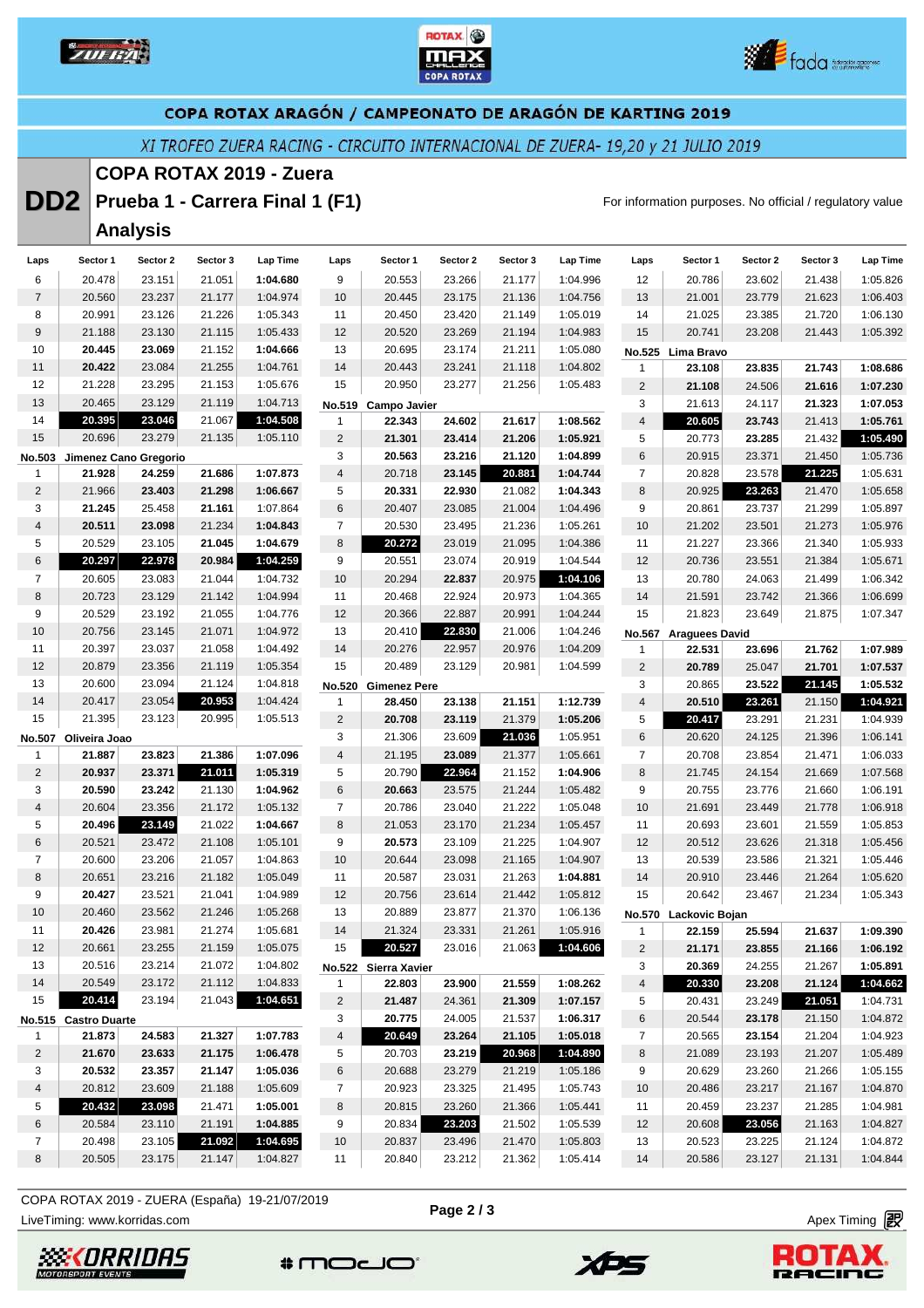# COPA ROTAX ARAGÓN / CAMPEONATO DE ARAGÓN DE KARTING 2019

*XI TROFEO ZUERA RACING - CIRCUITO INTERNACIONAL DE ZUERA- 19,20 y 21 JULIO 2019*

## DD2 COPA ROTAX 2019 - Zuera
## Prueba 1 - Carrera Final 1 (F1)
## Analysis

For information purposes. No official / regulatory value

| Laps | Sector 1 | Sector 2 | Sector 3 | Lap Time |
|---|---|---|---|---|
| 6 | 20.478 | 23.151 | 21.051 | **1:04.680** |
| 7 | 20.560 | 23.237 | 21.177 | 1:04.974 |
| 8 | 20.991 | 23.126 | 21.226 | 1:05.343 |
| 9 | 21.188 | 23.130 | 21.115 | 1:05.433 |
| 10 | **20.445** | **23.069** | 21.152 | **1:04.666** |
| 11 | **20.422** | 23.084 | 21.255 | 1:04.761 |
| 12 | 21.228 | 23.295 | 21.153 | 1:05.676 |
| 13 | 20.465 | 23.129 | 21.119 | 1:04.713 |
| 14 | **20.395** | **23.046** | 21.067 | **1:04.508** |
| 15 | 20.696 | 23.279 | 21.135 | 1:05.110 |
| **No.503 Jimenez Cano Gregorio** | | | | |
| 1 | **21.928** | **24.259** | **21.686** | **1:07.873** |
| 2 | 21.966 | **23.403** | **21.298** | **1:06.667** |
| 3 | **21.245** | 25.458 | **21.161** | 1:07.864 |
| 4 | **20.511** | **23.098** | 21.234 | **1:04.843** |
| 5 | 20.529 | 23.105 | **21.045** | **1:04.679** |
| 6 | **20.297** | **22.978** | **20.984** | **1:04.259** |
| 7 | 20.605 | 23.083 | 21.044 | 1:04.732 |
| 8 | 20.723 | 23.129 | 21.142 | 1:04.994 |
| 9 | 20.529 | 23.192 | 21.055 | 1:04.776 |
| 10 | 20.756 | 23.145 | 21.071 | 1:04.972 |
| 11 | 20.397 | 23.037 | 21.058 | 1:04.492 |
| 12 | 20.879 | 23.356 | 21.119 | 1:05.354 |
| 13 | 20.600 | 23.094 | 21.124 | 1:04.818 |
| 14 | 20.417 | 23.054 | **20.953** | 1:04.424 |
| 15 | 21.395 | 23.123 | 20.995 | 1:05.513 |
| **No.507 Oliveira Joao** | | | | |
| 1 | **21.887** | **23.823** | **21.386** | **1:07.096** |
| 2 | **20.937** | **23.371** | **21.011** | **1:05.319** |
| 3 | **20.590** | **23.242** | 21.130 | **1:04.962** |
| 4 | 20.604 | 23.356 | 21.172 | 1:05.132 |
| 5 | **20.496** | **23.149** | 21.022 | **1:04.667** |
| 6 | 20.521 | 23.472 | 21.108 | 1:05.101 |
| 7 | 20.600 | 23.206 | 21.057 | 1:04.863 |
| 8 | 20.651 | 23.216 | 21.182 | 1:05.049 |
| 9 | **20.427** | 23.521 | 21.041 | 1:04.989 |
| 10 | 20.460 | 23.562 | 21.246 | 1:05.268 |
| 11 | **20.426** | 23.981 | 21.274 | 1:05.681 |
| 12 | 20.661 | 23.255 | 21.159 | 1:05.075 |
| 13 | 20.516 | 23.214 | 21.072 | 1:04.802 |
| 14 | 20.549 | 23.172 | 21.112 | 1:04.833 |
| 15 | **20.414** | 23.194 | 21.043 | **1:04.651** |
| **No.515 Castro Duarte** | | | | |
| 1 | **21.873** | **24.583** | **21.327** | **1:07.783** |
| 2 | **21.670** | **23.633** | **21.175** | **1:06.478** |
| 3 | **20.532** | **23.357** | **21.147** | **1:05.036** |
| 4 | 20.812 | 23.609 | 21.188 | 1:05.609 |
| 5 | **20.432** | **23.098** | 21.471 | **1:05.001** |
| 6 | 20.584 | 23.110 | 21.191 | **1:04.885** |
| 7 | 20.498 | 23.105 | **21.092** | **1:04.695** |
| 8 | 20.505 | 23.175 | 21.147 | 1:04.827 |
| 9 | 20.553 | 23.266 | 21.177 | 1:04.996 |
| 10 | 20.445 | 23.175 | 21.136 | 1:04.756 |
| 11 | 20.450 | 23.420 | 21.149 | 1:05.019 |
| 12 | 20.520 | 23.269 | 21.194 | 1:04.983 |
| 13 | 20.695 | 23.174 | 21.211 | 1:05.080 |
| 14 | 20.443 | 23.241 | 21.118 | 1:04.802 |
| 15 | 20.950 | 23.277 | 21.256 | 1:05.483 |
| **No.519 Campo Javier** | | | | |
| 1 | **22.343** | **24.602** | **21.617** | **1:08.562** |
| 2 | **21.301** | **23.414** | **21.206** | **1:05.921** |
| 3 | **20.563** | **23.216** | **21.120** | **1:04.899** |
| 4 | 20.718 | **23.145** | **20.881** | **1:04.744** |
| 5 | **20.331** | **22.930** | 21.082 | **1:04.343** |
| 6 | 20.407 | 23.085 | 21.004 | 1:04.496 |
| 7 | 20.530 | 23.495 | 21.236 | 1:05.261 |
| 8 | **20.272** | 23.019 | 21.095 | 1:04.386 |
| 9 | 20.551 | 23.074 | 20.919 | 1:04.544 |
| 10 | 20.294 | **22.837** | 20.975 | **1:04.106** |
| 11 | 20.468 | 22.924 | 20.973 | 1:04.365 |
| 12 | 20.366 | 22.887 | 20.991 | 1:04.244 |
| 13 | 20.410 | **22.830** | 21.006 | 1:04.246 |
| 14 | 20.276 | 22.957 | 20.976 | 1:04.209 |
| 15 | 20.489 | 23.129 | 20.981 | 1:04.599 |
| **No.520 Gimenez Pere** | | | | |
| 1 | **28.450** | **23.138** | **21.151** | **1:12.739** |
| 2 | **20.708** | **23.119** | 21.379 | **1:05.206** |
| 3 | 21.306 | 23.609 | **21.036** | 1:05.951 |
| 4 | 21.195 | **23.089** | 21.377 | 1:05.661 |
| 5 | 20.790 | **22.964** | 21.152 | **1:04.906** |
| 6 | **20.663** | 23.575 | 21.244 | 1:05.482 |
| 7 | 20.786 | 23.040 | 21.222 | 1:05.048 |
| 8 | 21.053 | 23.170 | 21.234 | 1:05.457 |
| 9 | **20.573** | 23.109 | 21.225 | 1:04.907 |
| 10 | 20.644 | 23.098 | 21.165 | 1:04.907 |
| 11 | 20.587 | 23.031 | 21.263 | **1:04.881** |
| 12 | 20.756 | 23.614 | 21.442 | 1:05.812 |
| 13 | 20.889 | 23.877 | 21.370 | 1:06.136 |
| 14 | 21.324 | 23.331 | 21.261 | 1:05.916 |
| 15 | **20.527** | 23.016 | 21.063 | **1:04.606** |
| **No.522 Sierra Xavier** | | | | |
| 1 | **22.803** | **23.900** | **21.559** | **1:08.262** |
| 2 | **21.487** | 24.361 | **21.309** | **1:07.157** |
| 3 | **20.775** | 24.005 | 21.537 | **1:06.317** |
| 4 | **20.649** | **23.264** | **21.105** | **1:05.018** |
| 5 | 20.703 | **23.219** | **20.968** | **1:04.890** |
| 6 | 20.688 | 23.279 | 21.219 | 1:05.186 |
| 7 | 20.923 | 23.325 | 21.495 | 1:05.743 |
| 8 | 20.815 | 23.260 | 21.366 | 1:05.441 |
| 9 | 20.834 | **23.203** | 21.502 | 1:05.539 |
| 10 | 20.837 | 23.496 | 21.470 | 1:05.803 |
| 11 | 20.840 | 23.212 | 21.362 | 1:05.414 |
| 12 | 20.786 | 23.602 | 21.438 | 1:05.826 |
| 13 | 21.001 | 23.779 | 21.623 | 1:06.403 |
| 14 | 21.025 | 23.385 | 21.720 | 1:06.130 |
| 15 | 20.741 | 23.208 | 21.443 | 1:05.392 |
| **No.525 Lima Bravo** | | | | |
| 1 | **23.108** | **23.835** | **21.743** | **1:08.686** |
| 2 | **21.108** | 24.506 | **21.616** | **1:07.230** |
| 3 | 21.613 | 24.117 | **21.323** | **1:07.053** |
| 4 | **20.605** | **23.743** | 21.413 | **1:05.761** |
| 5 | 20.773 | **23.285** | 21.432 | **1:05.490** |
| 6 | 20.915 | 23.371 | 21.450 | 1:05.736 |
| 7 | 20.828 | 23.578 | **21.225** | 1:05.631 |
| 8 | 20.925 | **23.263** | 21.470 | 1:05.658 |
| 9 | 20.861 | 23.737 | 21.299 | 1:05.897 |
| 10 | 21.202 | 23.501 | 21.273 | 1:05.976 |
| 11 | 21.227 | 23.366 | 21.340 | 1:05.933 |
| 12 | 20.736 | 23.551 | 21.384 | 1:05.671 |
| 13 | 20.780 | 24.063 | 21.499 | 1:06.342 |
| 14 | 21.591 | 23.742 | 21.366 | 1:06.699 |
| 15 | 21.823 | 23.649 | 21.875 | 1:07.347 |
| **No.567 Araguees David** | | | | |
| 1 | **22.531** | **23.696** | **21.762** | **1:07.989** |
| 2 | **20.789** | 25.047 | **21.701** | **1:07.537** |
| 3 | 20.865 | **23.522** | **21.145** | **1:05.532** |
| 4 | **20.510** | **23.261** | 21.150 | **1:04.921** |
| 5 | **20.417** | 23.291 | 21.231 | 1:04.939 |
| 6 | 20.620 | 24.125 | 21.396 | 1:06.141 |
| 7 | 20.708 | 23.854 | 21.471 | 1:06.033 |
| 8 | 21.745 | 24.154 | 21.669 | 1:07.568 |
| 9 | 20.755 | 23.776 | 21.660 | 1:06.191 |
| 10 | 21.691 | 23.449 | 21.778 | 1:06.918 |
| 11 | 20.693 | 23.601 | 21.559 | 1:05.853 |
| 12 | 20.512 | 23.626 | 21.318 | 1:05.456 |
| 13 | 20.539 | 23.586 | 21.321 | 1:05.446 |
| 14 | 20.910 | 23.446 | 21.264 | 1:05.620 |
| 15 | 20.642 | 23.467 | 21.234 | 1:05.343 |
| **No.570 Lackovic Bojan** | | | | |
| 1 | **22.159** | **25.594** | **21.637** | **1:09.390** |
| 2 | **21.171** | **23.855** | **21.166** | **1:06.192** |
| 3 | **20.369** | 24.255 | 21.267 | **1:05.891** |
| 4 | **20.330** | **23.208** | **21.124** | **1:04.662** |
| 5 | 20.431 | 23.249 | **21.051** | 1:04.731 |
| 6 | 20.544 | **23.178** | 21.150 | 1:04.872 |
| 7 | 20.565 | **23.154** | 21.204 | 1:04.923 |
| 8 | 21.089 | 23.193 | 21.207 | 1:05.489 |
| 9 | 20.629 | 23.260 | 21.266 | 1:05.155 |
| 10 | 20.486 | 23.217 | 21.167 | 1:04.870 |
| 11 | 20.459 | 23.237 | 21.285 | 1:04.981 |
| 12 | 20.608 | **23.056** | 21.163 | 1:04.827 |
| 13 | 20.523 | 23.225 | 21.124 | 1:04.872 |
| 14 | 20.586 | 23.127 | 21.131 | 1:04.844 |

COPA ROTAX 2019 - ZUERA (España) 19-21/07/2019

LiveTiming: www.korridas.com

Apex Timing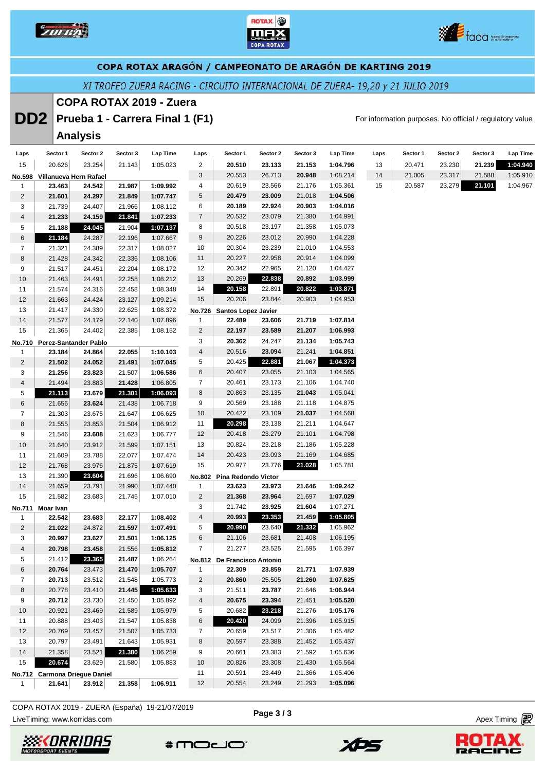COPA ROTAX ARAGÓN / CAMPEONATO DE ARAGÓN DE KARTING 2019

*XI TROFEO ZUERA RACING - CIRCUITO INTERNACIONAL DE ZUERA- 19,20 y 21 JULIO 2019*

# DD2 COPA ROTAX 2019 - Zuera

## Prueba 1 - Carrera Final 1 (F1)

## Analysis

For information purposes. No official / regulatory value

| Laps | Sector 1 | Sector 2 | Sector 3 | Lap Time |
|---|---|---|---|---|
| 15 | 20.626 | 23.254 | 21.143 | 1:05.023 |
| **No.598 Villanueva Hern Rafael** | | | | |
| 1 | 23.463 | 24.542 | 21.987 | 1:09.992 |
| 2 | 21.601 | 24.297 | 21.849 | 1:07.747 |
| 3 | 21.739 | 24.407 | 21.966 | 1:08.112 |
| 4 | 21.233 | 24.159 | 21.841 | 1:07.233 |
| 5 | 21.188 | 24.045 | 21.904 | 1:07.137 |
| 6 | 21.184 | 24.287 | 22.196 | 1:07.667 |
| 7 | 21.321 | 24.389 | 22.317 | 1:08.027 |
| 8 | 21.428 | 24.342 | 22.336 | 1:08.106 |
| 9 | 21.517 | 24.451 | 22.204 | 1:08.172 |
| 10 | 21.463 | 24.491 | 22.258 | 1:08.212 |
| 11 | 21.574 | 24.316 | 22.458 | 1:08.348 |
| 12 | 21.663 | 24.424 | 23.127 | 1:09.214 |
| 13 | 21.417 | 24.330 | 22.625 | 1:08.372 |
| 14 | 21.577 | 24.179 | 22.140 | 1:07.896 |
| 15 | 21.365 | 24.402 | 22.385 | 1:08.152 |
| **No.710 Perez-Santander Pablo** | | | | |
| 1 | 23.184 | 24.864 | 22.055 | 1:10.103 |
| 2 | 21.502 | 24.052 | 21.491 | 1:07.045 |
| 3 | 21.256 | 23.823 | 21.507 | 1:06.586 |
| 4 | 21.494 | 23.883 | 21.428 | 1:06.805 |
| 5 | 21.113 | 23.679 | 21.301 | 1:06.093 |
| 6 | 21.656 | 23.624 | 21.438 | 1:06.718 |
| 7 | 21.303 | 23.675 | 21.647 | 1:06.625 |
| 8 | 21.555 | 23.853 | 21.504 | 1:06.912 |
| 9 | 21.546 | 23.608 | 21.623 | 1:06.777 |
| 10 | 21.640 | 23.912 | 21.599 | 1:07.151 |
| 11 | 21.609 | 23.788 | 22.077 | 1:07.474 |
| 12 | 21.768 | 23.976 | 21.875 | 1:07.619 |
| 13 | 21.390 | 23.604 | 21.696 | 1:06.690 |
| 14 | 21.659 | 23.791 | 21.990 | 1:07.440 |
| 15 | 21.582 | 23.683 | 21.745 | 1:07.010 |
| **No.711 Moar Ivan** | | | | |
| 1 | 22.542 | 23.683 | 22.177 | 1:08.402 |
| 2 | 21.022 | 24.872 | 21.597 | 1:07.491 |
| 3 | 20.997 | 23.627 | 21.501 | 1:06.125 |
| 4 | 20.798 | 23.458 | 21.556 | 1:05.812 |
| 5 | 21.412 | 23.365 | 21.487 | 1:06.264 |
| 6 | 20.764 | 23.473 | 21.470 | 1:05.707 |
| 7 | 20.713 | 23.512 | 21.548 | 1:05.773 |
| 8 | 20.778 | 23.410 | 21.445 | 1:05.633 |
| 9 | 20.712 | 23.730 | 21.450 | 1:05.892 |
| 10 | 20.921 | 23.469 | 21.589 | 1:05.979 |
| 11 | 20.888 | 23.403 | 21.547 | 1:05.838 |
| 12 | 20.769 | 23.457 | 21.507 | 1:05.733 |
| 13 | 20.797 | 23.491 | 21.643 | 1:05.931 |
| 14 | 21.358 | 23.521 | 21.380 | 1:06.259 |
| 15 | 20.674 | 23.629 | 21.580 | 1:05.883 |
| **No.712 Carmona Driegue Daniel** | | | | |
| 1 | 21.641 | 23.912 | 21.358 | 1:06.911 |
| 2 | 20.510 | 23.133 | 21.153 | 1:04.796 |
| 3 | 20.553 | 26.713 | 20.948 | 1:08.214 |
| 4 | 20.619 | 23.566 | 21.176 | 1:05.361 |
| 5 | 20.479 | 23.009 | 21.018 | 1:04.506 |
| 6 | 20.189 | 22.924 | 20.903 | 1:04.016 |
| 7 | 20.532 | 23.079 | 21.380 | 1:04.991 |
| 8 | 20.518 | 23.197 | 21.358 | 1:05.073 |
| 9 | 20.226 | 23.012 | 20.990 | 1:04.228 |
| 10 | 20.304 | 23.239 | 21.010 | 1:04.553 |
| 11 | 20.227 | 22.958 | 20.914 | 1:04.099 |
| 12 | 20.342 | 22.965 | 21.120 | 1:04.427 |
| 13 | 20.269 | 22.838 | 20.892 | 1:03.999 |
| 14 | 20.158 | 22.891 | 20.822 | 1:03.871 |
| 15 | 20.206 | 23.844 | 20.903 | 1:04.953 |
| **No.726 Santos Lopez Javier** | | | | |
| 1 | 22.489 | 23.606 | 21.719 | 1:07.814 |
| 2 | 22.197 | 23.589 | 21.207 | 1:06.993 |
| 3 | 20.362 | 24.247 | 21.134 | 1:05.743 |
| 4 | 20.516 | 23.094 | 21.241 | 1:04.851 |
| 5 | 20.425 | 22.881 | 21.067 | 1:04.373 |
| 6 | 20.407 | 23.055 | 21.103 | 1:04.565 |
| 7 | 20.461 | 23.173 | 21.106 | 1:04.740 |
| 8 | 20.863 | 23.135 | 21.043 | 1:05.041 |
| 9 | 20.569 | 23.188 | 21.118 | 1:04.875 |
| 10 | 20.422 | 23.109 | 21.037 | 1:04.568 |
| 11 | 20.298 | 23.138 | 21.211 | 1:04.647 |
| 12 | 20.418 | 23.279 | 21.101 | 1:04.798 |
| 13 | 20.824 | 23.218 | 21.186 | 1:05.228 |
| 14 | 20.423 | 23.093 | 21.169 | 1:04.685 |
| 15 | 20.977 | 23.776 | 21.028 | 1:05.781 |
| **No.802 Pina Redondo Victor** | | | | |
| 1 | 23.623 | 23.973 | 21.646 | 1:09.242 |
| 2 | 21.368 | 23.964 | 21.697 | 1:07.029 |
| 3 | 21.742 | 23.925 | 21.604 | 1:07.271 |
| 4 | 20.993 | 23.353 | 21.459 | 1:05.805 |
| 5 | 20.990 | 23.640 | 21.332 | 1:05.962 |
| 6 | 21.106 | 23.681 | 21.408 | 1:06.195 |
| 7 | 21.277 | 23.525 | 21.595 | 1:06.397 |
| **No.812 De Francisco Antonio** | | | | |
| 1 | 22.309 | 23.859 | 21.771 | 1:07.939 |
| 2 | 20.860 | 25.505 | 21.260 | 1:07.625 |
| 3 | 21.511 | 23.787 | 21.646 | 1:06.944 |
| 4 | 20.675 | 23.394 | 21.451 | 1:05.520 |
| 5 | 20.682 | 23.218 | 21.276 | 1:05.176 |
| 6 | 20.420 | 24.099 | 21.396 | 1:05.915 |
| 7 | 20.659 | 23.517 | 21.306 | 1:05.482 |
| 8 | 20.597 | 23.388 | 21.452 | 1:05.437 |
| 9 | 20.661 | 23.383 | 21.592 | 1:05.636 |
| 10 | 20.826 | 23.308 | 21.430 | 1:05.564 |
| 11 | 20.591 | 23.449 | 21.366 | 1:05.406 |
| 12 | 20.554 | 23.249 | 21.293 | 1:05.096 |
| 13 | 20.471 | 23.230 | 21.239 | 1:04.940 |
| 14 | 21.005 | 23.317 | 21.588 | 1:05.910 |
| 15 | 20.587 | 23.279 | 21.101 | 1:04.967 |

COPA ROTAX 2019 - ZUERA (España) 19-21/07/2019

LiveTiming: www.korridas.com

Apex Timing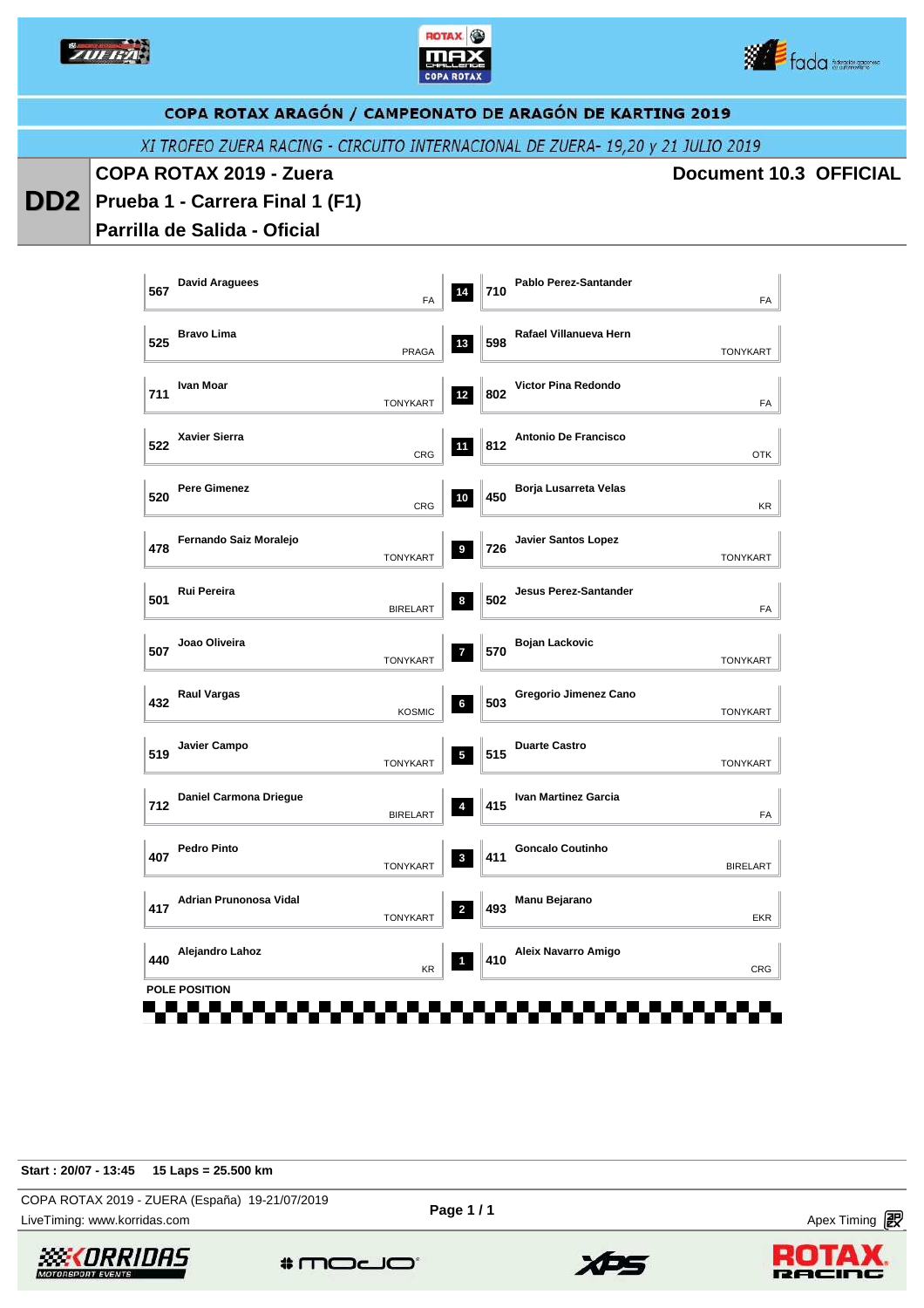COPA ROTAX ARAGÓN / CAMPEONATO DE ARAGÓN DE KARTING 2019

XI TROFEO ZUERA RACING - CIRCUITO INTERNACIONAL DE ZUERA- 19,20 y 21 JULIO 2019

# DD2

## COPA ROTAX 2019 - Zuera

**Document 10.3 OFFICIAL**

## Prueba 1 - Carrera Final 1 (F1)

## Parrilla de Salida - Oficial

| No. | Driver | Chassis | Pos | No. | Driver | Chassis |
|---|---|---|---|---|---|---|
| 567 | David Araguees | FA | 14 | 710 | Pablo Perez-Santander | FA |
| 525 | Bravo Lima | PRAGA | 13 | 598 | Rafael Villanueva Hern | TONYKART |
| 711 | Ivan Moar | TONYKART | 12 | 802 | Victor Pina Redondo | FA |
| 522 | Xavier Sierra | CRG | 11 | 812 | Antonio De Francisco | OTK |
| 520 | Pere Gimenez | CRG | 10 | 450 | Borja Lusarreta Velas | KR |
| 478 | Fernando Saiz Moralejo | TONYKART | 9 | 726 | Javier Santos Lopez | TONYKART |
| 501 | Rui Pereira | BIRELART | 8 | 502 | Jesus Perez-Santander | FA |
| 507 | Joao Oliveira | TONYKART | 7 | 570 | Bojan Lackovic | TONYKART |
| 432 | Raul Vargas | KOSMIC | 6 | 503 | Gregorio Jimenez Cano | TONYKART |
| 519 | Javier Campo | TONYKART | 5 | 515 | Duarte Castro | TONYKART |
| 712 | Daniel Carmona Driegue | BIRELART | 4 | 415 | Ivan Martinez Garcia | FA |
| 407 | Pedro Pinto | TONYKART | 3 | 411 | Goncalo Coutinho | BIRELART |
| 417 | Adrian Prunonosa Vidal | TONYKART | 2 | 493 | Manu Bejarano | EKR |
| 440 | Alejandro Lahoz | KR | 1 | 410 | Aleix Navarro Amigo | CRG |

POLE POSITION

**Start : 20/07 - 13:45 15 Laps = 25.500 km**

COPA ROTAX 2019 - ZUERA (España) 19-21/07/2019

LiveTiming: www.korridas.com

Apex Timing